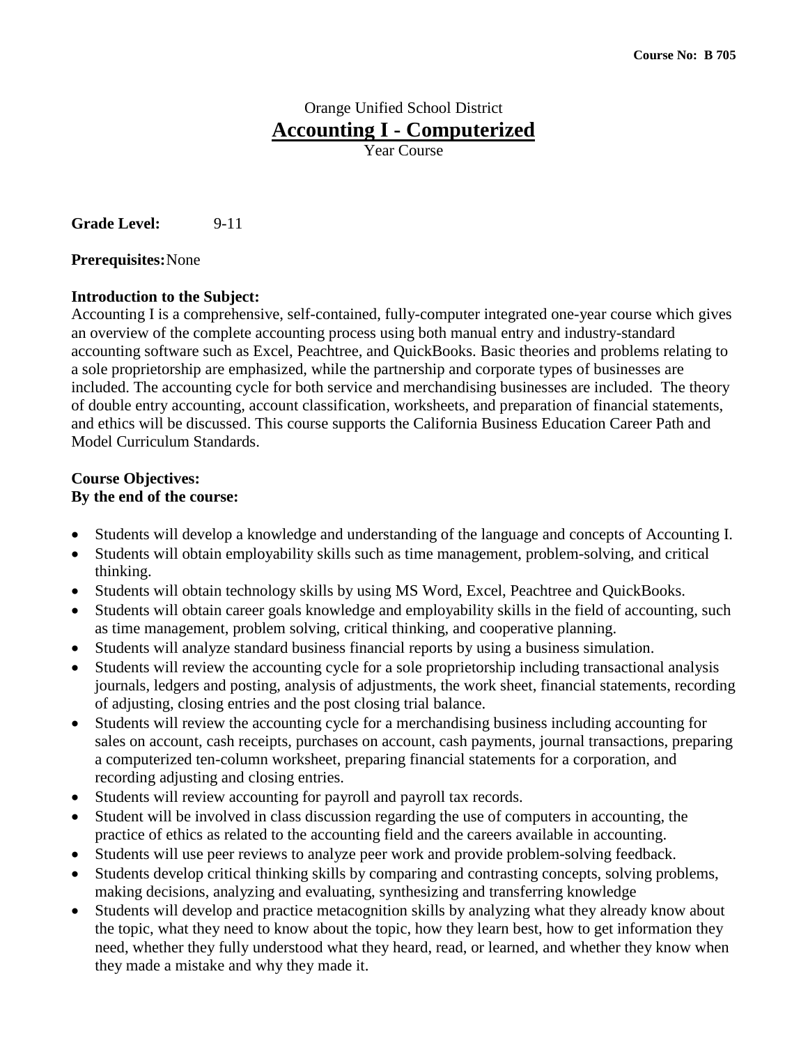**Course No: B 705**

Orange Unified School District

# Accounting I - Computerized

Year Course

**Grade Level:** 9-11

**Prerequisites:** None

**Introduction to the Subject:**
Accounting I is a comprehensive, self-contained, fully-computer integrated one-year course which gives an overview of the complete accounting process using both manual entry and industry-standard accounting software such as Excel, Peachtree, and QuickBooks. Basic theories and problems relating to a sole proprietorship are emphasized, while the partnership and corporate types of businesses are included. The accounting cycle for both service and merchandising businesses are included. The theory of double entry accounting, account classification, worksheets, and preparation of financial statements, and ethics will be discussed. This course supports the California Business Education Career Path and Model Curriculum Standards.

**Course Objectives:**
**By the end of the course:**

- Students will develop a knowledge and understanding of the language and concepts of Accounting I.
- Students will obtain employability skills such as time management, problem-solving, and critical thinking.
- Students will obtain technology skills by using MS Word, Excel, Peachtree and QuickBooks.
- Students will obtain career goals knowledge and employability skills in the field of accounting, such as time management, problem solving, critical thinking, and cooperative planning.
- Students will analyze standard business financial reports by using a business simulation.
- Students will review the accounting cycle for a sole proprietorship including transactional analysis journals, ledgers and posting, analysis of adjustments, the work sheet, financial statements, recording of adjusting, closing entries and the post closing trial balance.
- Students will review the accounting cycle for a merchandising business including accounting for sales on account, cash receipts, purchases on account, cash payments, journal transactions, preparing a computerized ten-column worksheet, preparing financial statements for a corporation, and recording adjusting and closing entries.
- Students will review accounting for payroll and payroll tax records.
- Student will be involved in class discussion regarding the use of computers in accounting, the practice of ethics as related to the accounting field and the careers available in accounting.
- Students will use peer reviews to analyze peer work and provide problem-solving feedback.
- Students develop critical thinking skills by comparing and contrasting concepts, solving problems, making decisions, analyzing and evaluating, synthesizing and transferring knowledge
- Students will develop and practice metacognition skills by analyzing what they already know about the topic, what they need to know about the topic, how they learn best, how to get information they need, whether they fully understood what they heard, read, or learned, and whether they know when they made a mistake and why they made it.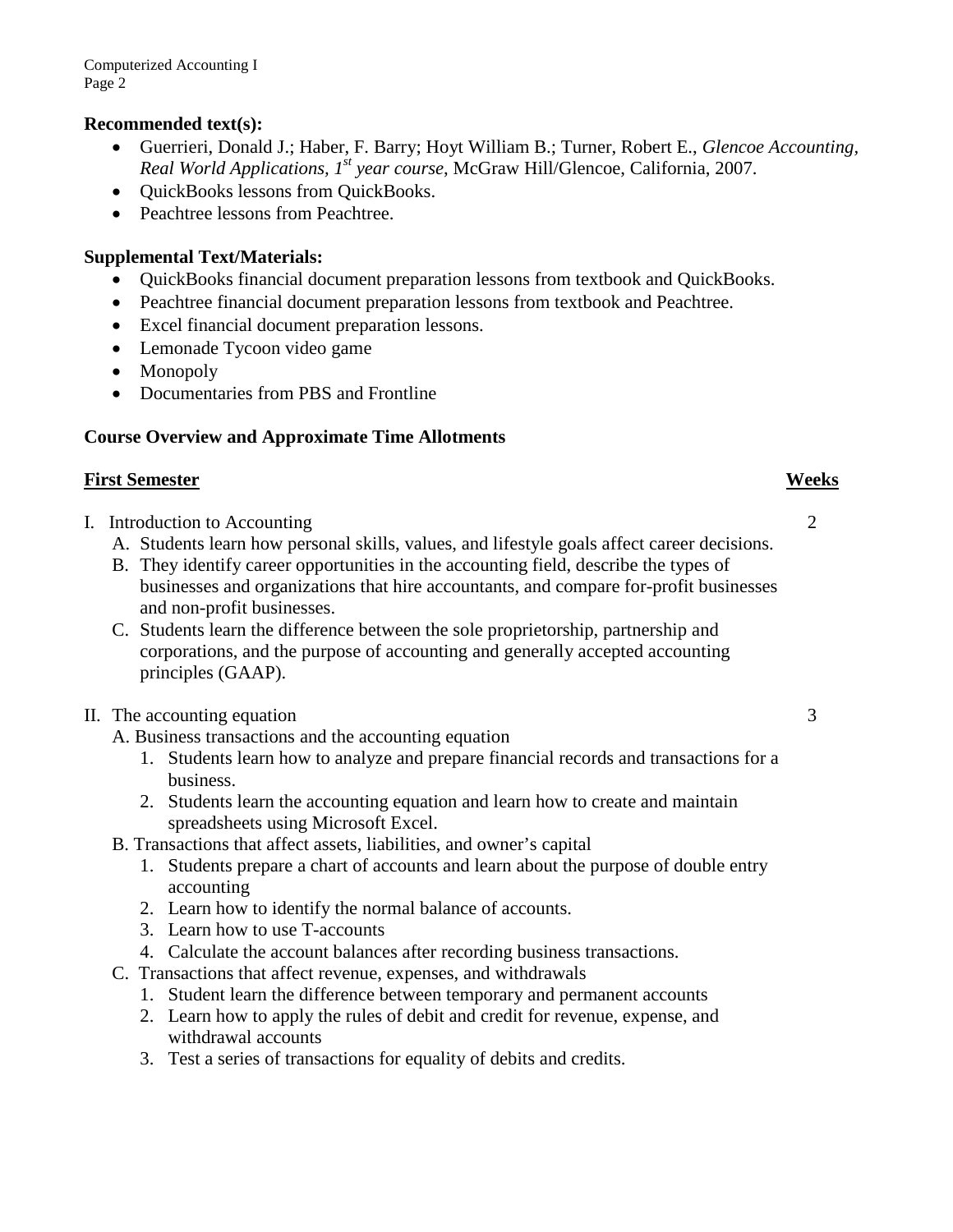**Recommended text(s):**

- Guerrieri, Donald J.; Haber, F. Barry; Hoyt William B.; Turner, Robert E., *Glencoe Accounting, Real World Applications, 1st year course*, McGraw Hill/Glencoe, California, 2007.
- QuickBooks lessons from QuickBooks.
- Peachtree lessons from Peachtree.

**Supplemental Text/Materials:**

- QuickBooks financial document preparation lessons from textbook and QuickBooks.
- Peachtree financial document preparation lessons from textbook and Peachtree.
- Excel financial document preparation lessons.
- Lemonade Tycoon video game
- Monopoly
- Documentaries from PBS and Frontline

**Course Overview and Approximate Time Allotments**

| **First Semester** | **Weeks** |
|---|---|
| I. Introduction to Accounting | 2 |
| II. The accounting equation | 3 |

I. Introduction to Accounting — 2 weeks

A. Students learn how personal skills, values, and lifestyle goals affect career decisions.

B. They identify career opportunities in the accounting field, describe the types of businesses and organizations that hire accountants, and compare for-profit businesses and non-profit businesses.

C. Students learn the difference between the sole proprietorship, partnership and corporations, and the purpose of accounting and generally accepted accounting principles (GAAP).

II. The accounting equation — 3 weeks

A. Business transactions and the accounting equation

1. Students learn how to analyze and prepare financial records and transactions for a business.
2. Students learn the accounting equation and learn how to create and maintain spreadsheets using Microsoft Excel.

B. Transactions that affect assets, liabilities, and owner's capital

1. Students prepare a chart of accounts and learn about the purpose of double entry accounting
2. Learn how to identify the normal balance of accounts.
3. Learn how to use T-accounts
4. Calculate the account balances after recording business transactions.

C. Transactions that affect revenue, expenses, and withdrawals

1. Student learn the difference between temporary and permanent accounts
2. Learn how to apply the rules of debit and credit for revenue, expense, and withdrawal accounts
3. Test a series of transactions for equality of debits and credits.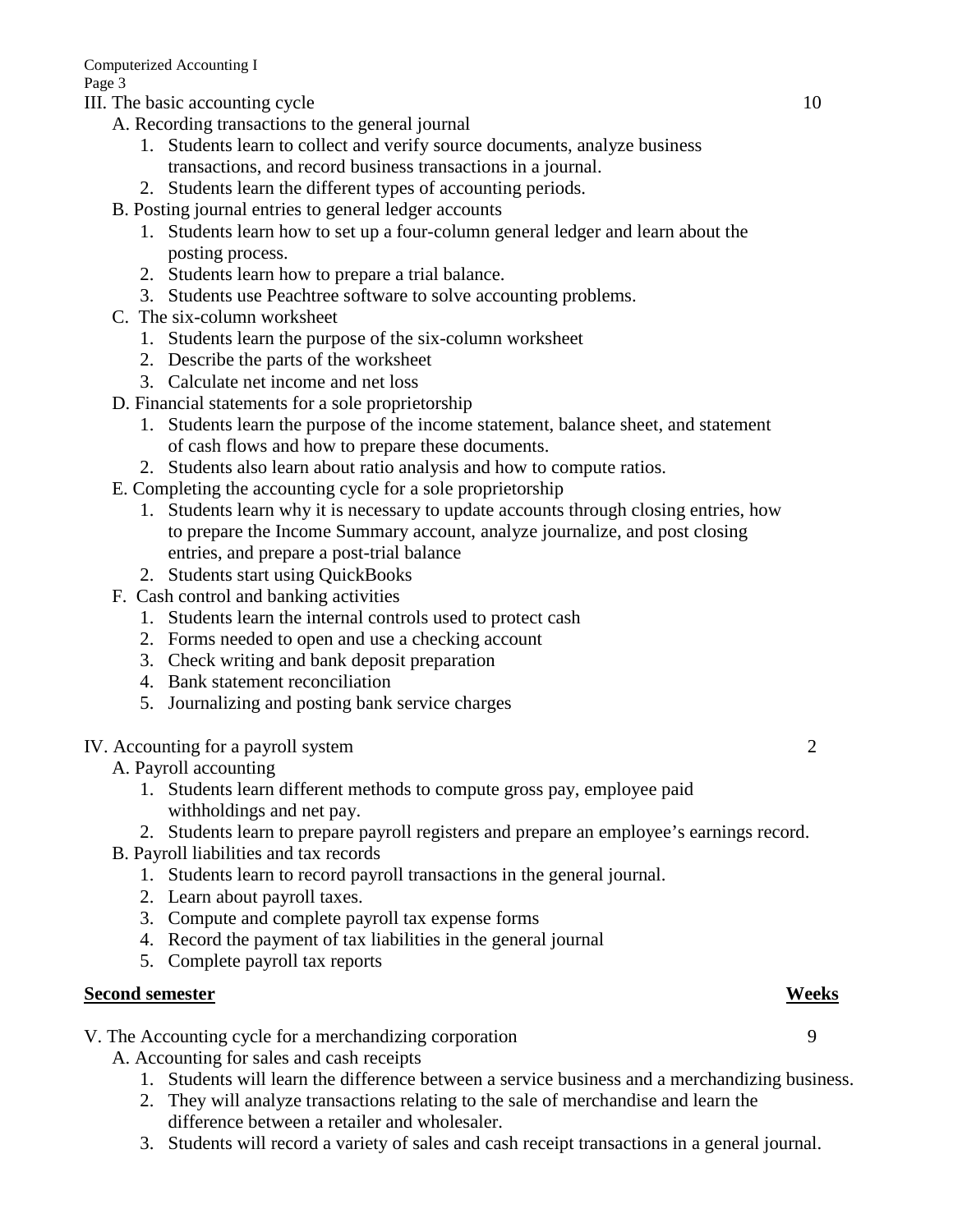III. The basic accounting cycle 10

A. Recording transactions to the general journal
1. Students learn to collect and verify source documents, analyze business transactions, and record business transactions in a journal.
2. Students learn the different types of accounting periods.

B. Posting journal entries to general ledger accounts
1. Students learn how to set up a four-column general ledger and learn about the posting process.
2. Students learn how to prepare a trial balance.
3. Students use Peachtree software to solve accounting problems.

C. The six-column worksheet
1. Students learn the purpose of the six-column worksheet
2. Describe the parts of the worksheet
3. Calculate net income and net loss

D. Financial statements for a sole proprietorship
1. Students learn the purpose of the income statement, balance sheet, and statement of cash flows and how to prepare these documents.
2. Students also learn about ratio analysis and how to compute ratios.

E. Completing the accounting cycle for a sole proprietorship
1. Students learn why it is necessary to update accounts through closing entries, how to prepare the Income Summary account, analyze journalize, and post closing entries, and prepare a post-trial balance
2. Students start using QuickBooks

F. Cash control and banking activities
1. Students learn the internal controls used to protect cash
2. Forms needed to open and use a checking account
3. Check writing and bank deposit preparation
4. Bank statement reconciliation
5. Journalizing and posting bank service charges

IV. Accounting for a payroll system 2

A. Payroll accounting
1. Students learn different methods to compute gross pay, employee paid withholdings and net pay.
2. Students learn to prepare payroll registers and prepare an employee's earnings record.

B. Payroll liabilities and tax records
1. Students learn to record payroll transactions in the general journal.
2. Learn about payroll taxes.
3. Compute and complete payroll tax expense forms
4. Record the payment of tax liabilities in the general journal
5. Complete payroll tax reports

**Second semester** **Weeks**

V. The Accounting cycle for a merchandizing corporation 9

A. Accounting for sales and cash receipts
1. Students will learn the difference between a service business and a merchandizing business.
2. They will analyze transactions relating to the sale of merchandise and learn the difference between a retailer and wholesaler.
3. Students will record a variety of sales and cash receipt transactions in a general journal.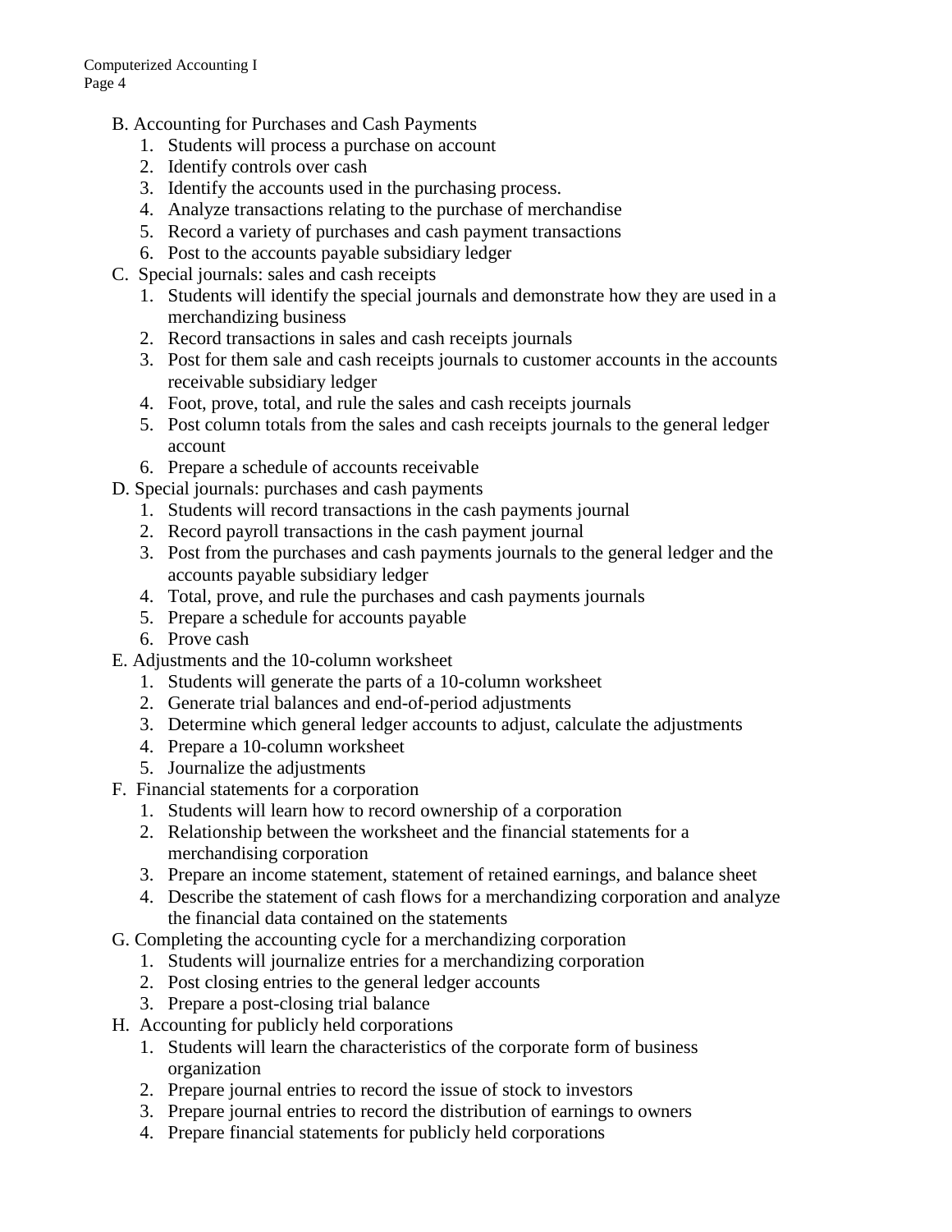B. Accounting for Purchases and Cash Payments
   1. Students will process a purchase on account
   2. Identify controls over cash
   3. Identify the accounts used in the purchasing process.
   4. Analyze transactions relating to the purchase of merchandise
   5. Record a variety of purchases and cash payment transactions
   6. Post to the accounts payable subsidiary ledger

C. Special journals: sales and cash receipts
   1. Students will identify the special journals and demonstrate how they are used in a merchandizing business
   2. Record transactions in sales and cash receipts journals
   3. Post for them sale and cash receipts journals to customer accounts in the accounts receivable subsidiary ledger
   4. Foot, prove, total, and rule the sales and cash receipts journals
   5. Post column totals from the sales and cash receipts journals to the general ledger account
   6. Prepare a schedule of accounts receivable

D. Special journals: purchases and cash payments
   1. Students will record transactions in the cash payments journal
   2. Record payroll transactions in the cash payment journal
   3. Post from the purchases and cash payments journals to the general ledger and the accounts payable subsidiary ledger
   4. Total, prove, and rule the purchases and cash payments journals
   5. Prepare a schedule for accounts payable
   6. Prove cash

E. Adjustments and the 10-column worksheet
   1. Students will generate the parts of a 10-column worksheet
   2. Generate trial balances and end-of-period adjustments
   3. Determine which general ledger accounts to adjust, calculate the adjustments
   4. Prepare a 10-column worksheet
   5. Journalize the adjustments

F. Financial statements for a corporation
   1. Students will learn how to record ownership of a corporation
   2. Relationship between the worksheet and the financial statements for a merchandising corporation
   3. Prepare an income statement, statement of retained earnings, and balance sheet
   4. Describe the statement of cash flows for a merchandizing corporation and analyze the financial data contained on the statements

G. Completing the accounting cycle for a merchandizing corporation
   1. Students will journalize entries for a merchandizing corporation
   2. Post closing entries to the general ledger accounts
   3. Prepare a post-closing trial balance

H. Accounting for publicly held corporations
   1. Students will learn the characteristics of the corporate form of business organization
   2. Prepare journal entries to record the issue of stock to investors
   3. Prepare journal entries to record the distribution of earnings to owners
   4. Prepare financial statements for publicly held corporations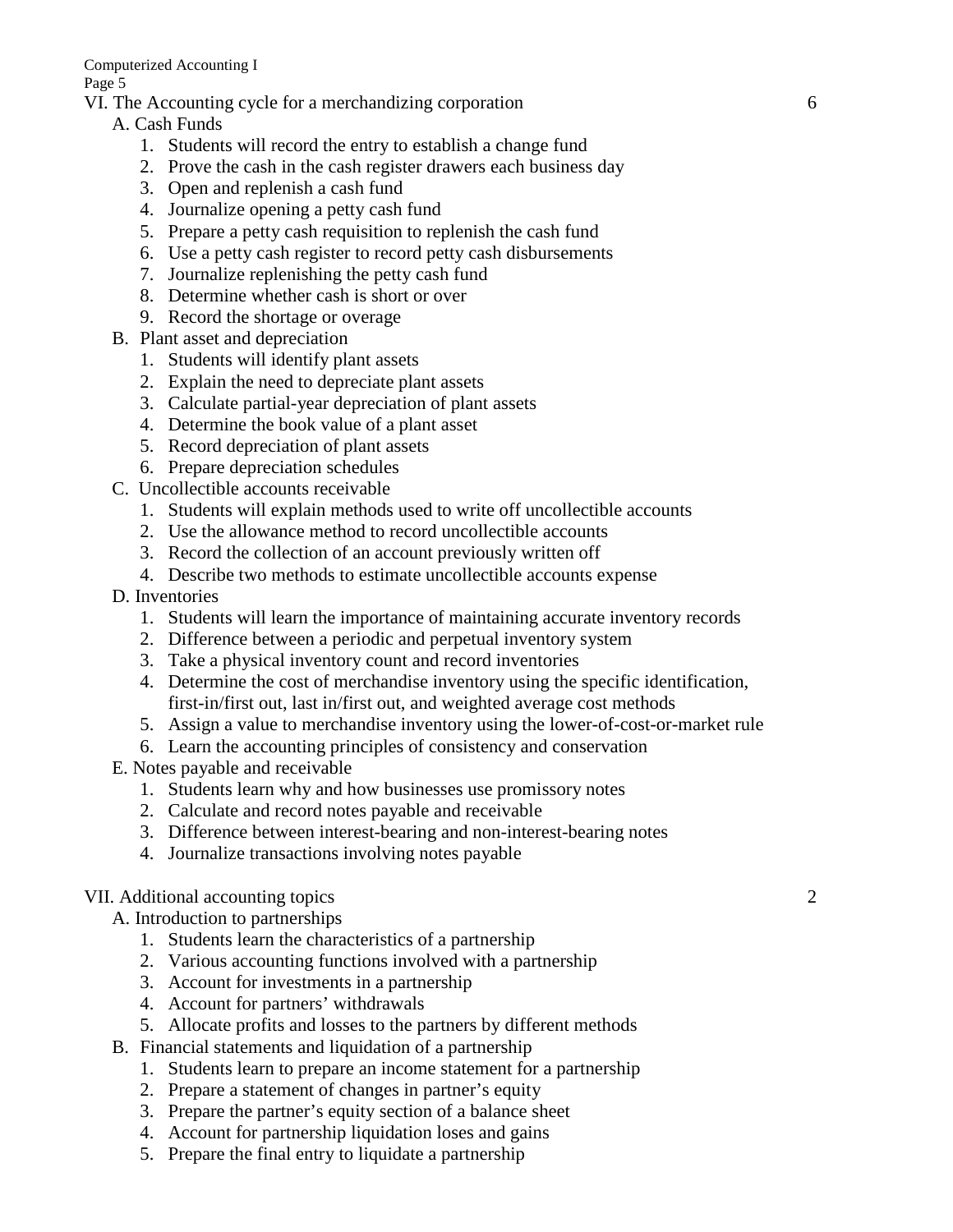VI. The Accounting cycle for a merchandizing corporation 6

A. Cash Funds

1. Students will record the entry to establish a change fund
2. Prove the cash in the cash register drawers each business day
3. Open and replenish a cash fund
4. Journalize opening a petty cash fund
5. Prepare a petty cash requisition to replenish the cash fund
6. Use a petty cash register to record petty cash disbursements
7. Journalize replenishing the petty cash fund
8. Determine whether cash is short or over
9. Record the shortage or overage

B. Plant asset and depreciation

1. Students will identify plant assets
2. Explain the need to depreciate plant assets
3. Calculate partial-year depreciation of plant assets
4. Determine the book value of a plant asset
5. Record depreciation of plant assets
6. Prepare depreciation schedules

C. Uncollectible accounts receivable

1. Students will explain methods used to write off uncollectible accounts
2. Use the allowance method to record uncollectible accounts
3. Record the collection of an account previously written off
4. Describe two methods to estimate uncollectible accounts expense

D. Inventories

1. Students will learn the importance of maintaining accurate inventory records
2. Difference between a periodic and perpetual inventory system
3. Take a physical inventory count and record inventories
4. Determine the cost of merchandise inventory using the specific identification, first-in/first out, last in/first out, and weighted average cost methods
5. Assign a value to merchandise inventory using the lower-of-cost-or-market rule
6. Learn the accounting principles of consistency and conservation

E. Notes payable and receivable

1. Students learn why and how businesses use promissory notes
2. Calculate and record notes payable and receivable
3. Difference between interest-bearing and non-interest-bearing notes
4. Journalize transactions involving notes payable

VII. Additional accounting topics 2

A. Introduction to partnerships

1. Students learn the characteristics of a partnership
2. Various accounting functions involved with a partnership
3. Account for investments in a partnership
4. Account for partners' withdrawals
5. Allocate profits and losses to the partners by different methods

B. Financial statements and liquidation of a partnership

1. Students learn to prepare an income statement for a partnership
2. Prepare a statement of changes in partner's equity
3. Prepare the partner's equity section of a balance sheet
4. Account for partnership liquidation loses and gains
5. Prepare the final entry to liquidate a partnership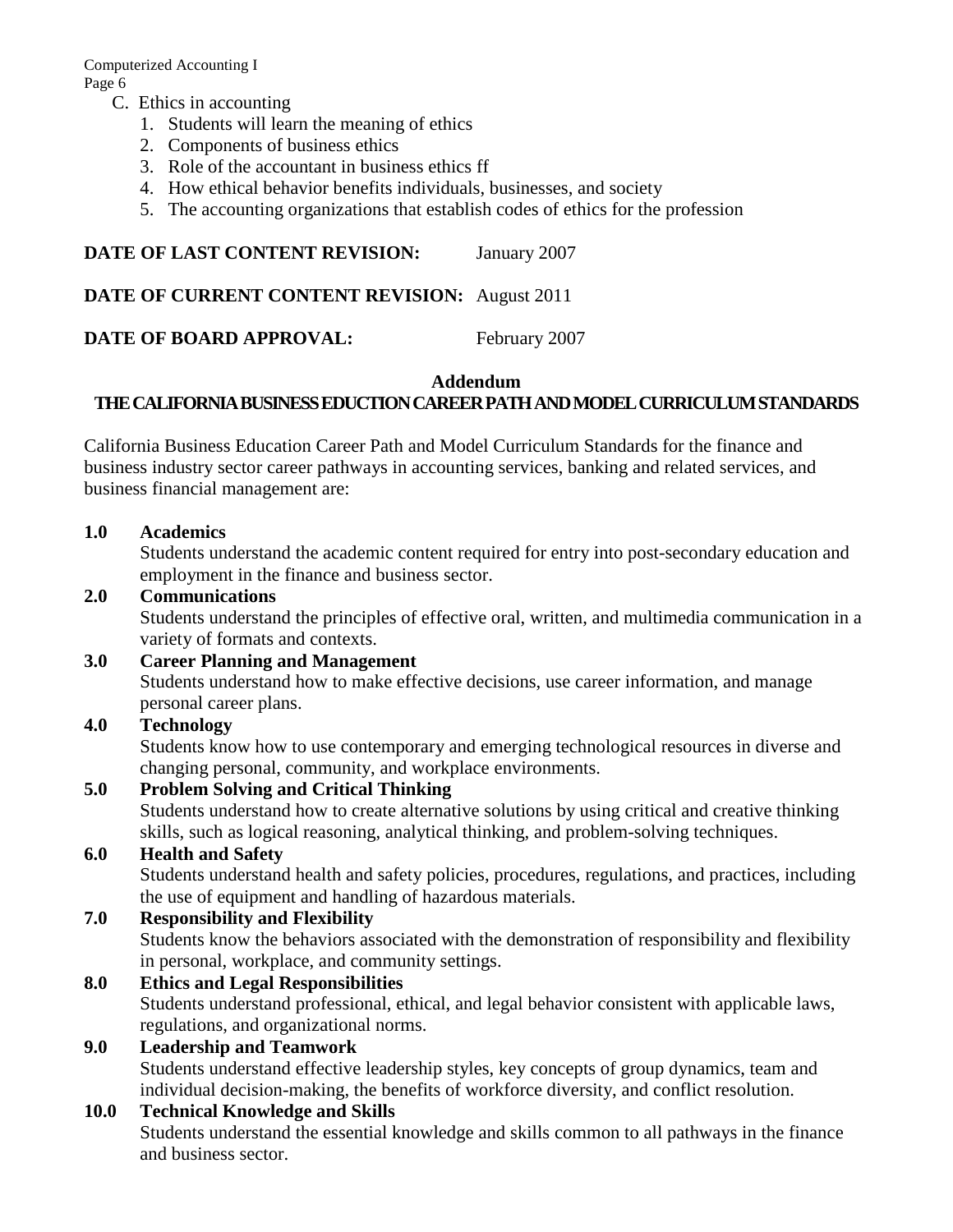C. Ethics in accounting
   1. Students will learn the meaning of ethics
   2. Components of business ethics
   3. Role of the accountant in business ethics ff
   4. How ethical behavior benefits individuals, businesses, and society
   5. The accounting organizations that establish codes of ethics for the profession

**DATE OF LAST CONTENT REVISION:** January 2007

**DATE OF CURRENT CONTENT REVISION:** August 2011

**DATE OF BOARD APPROVAL:** February 2007

**Addendum**

**THE CALIFORNIA BUSINESS EDUCTION CAREER PATH AND MODEL CURRICULUM STANDARDS**

California Business Education Career Path and Model Curriculum Standards for the finance and business industry sector career pathways in accounting services, banking and related services, and business financial management are:

**1.0 Academics**
Students understand the academic content required for entry into post-secondary education and employment in the finance and business sector.

**2.0 Communications**
Students understand the principles of effective oral, written, and multimedia communication in a variety of formats and contexts.

**3.0 Career Planning and Management**
Students understand how to make effective decisions, use career information, and manage personal career plans.

**4.0 Technology**
Students know how to use contemporary and emerging technological resources in diverse and changing personal, community, and workplace environments.

**5.0 Problem Solving and Critical Thinking**
Students understand how to create alternative solutions by using critical and creative thinking skills, such as logical reasoning, analytical thinking, and problem-solving techniques.

**6.0 Health and Safety**
Students understand health and safety policies, procedures, regulations, and practices, including the use of equipment and handling of hazardous materials.

**7.0 Responsibility and Flexibility**
Students know the behaviors associated with the demonstration of responsibility and flexibility in personal, workplace, and community settings.

**8.0 Ethics and Legal Responsibilities**
Students understand professional, ethical, and legal behavior consistent with applicable laws, regulations, and organizational norms.

**9.0 Leadership and Teamwork**
Students understand effective leadership styles, key concepts of group dynamics, team and individual decision-making, the benefits of workforce diversity, and conflict resolution.

**10.0 Technical Knowledge and Skills**
Students understand the essential knowledge and skills common to all pathways in the finance and business sector.